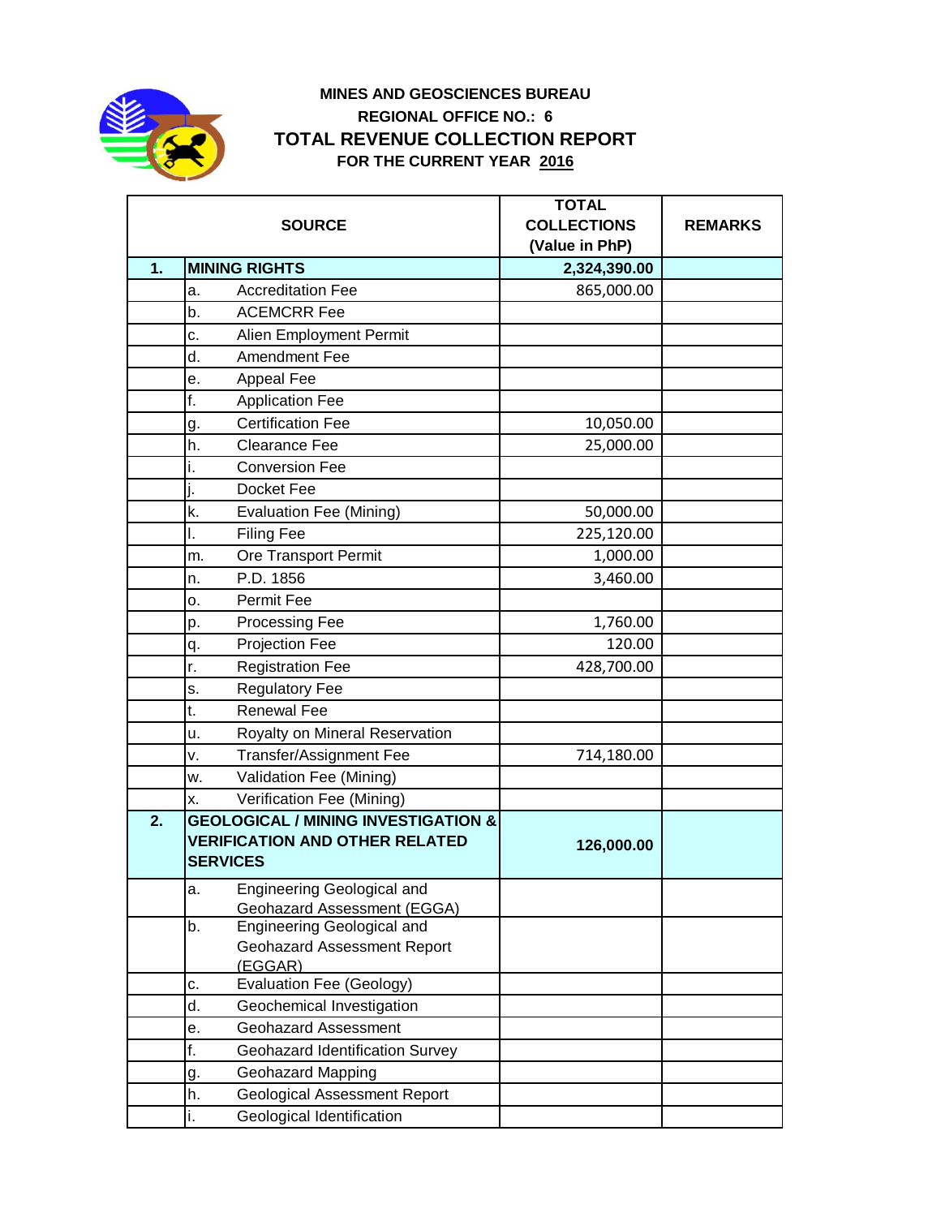**MINES AND GEOSCIENCES BUREAU**

**REGIONAL OFFICE NO.: 6**

# TOTAL REVENUE COLLECTION REPORT

**FOR THE CURRENT YEAR 2016**

| | SOURCE | | TOTAL COLLECTIONS (Value in PhP) | REMARKS |
|---|---|---|---|---|
| **1.** | **MINING RIGHTS** | | **2,324,390.00** | |
| | a. | Accreditation Fee | 865,000.00 | |
| | b. | ACEMCRR Fee | | |
| | c. | Alien Employment Permit | | |
| | d. | Amendment Fee | | |
| | e. | Appeal Fee | | |
| | f. | Application Fee | | |
| | g. | Certification Fee | 10,050.00 | |
| | h. | Clearance Fee | 25,000.00 | |
| | i. | Conversion Fee | | |
| | j. | Docket Fee | | |
| | k. | Evaluation Fee (Mining) | 50,000.00 | |
| | l. | Filing Fee | 225,120.00 | |
| | m. | Ore Transport Permit | 1,000.00 | |
| | n. | P.D. 1856 | 3,460.00 | |
| | o. | Permit Fee | | |
| | p. | Processing Fee | 1,760.00 | |
| | q. | Projection Fee | 120.00 | |
| | r. | Registration Fee | 428,700.00 | |
| | s. | Regulatory Fee | | |
| | t. | Renewal Fee | | |
| | u. | Royalty on Mineral Reservation | | |
| | v. | Transfer/Assignment Fee | 714,180.00 | |
| | w. | Validation Fee (Mining) | | |
| | x. | Verification Fee (Mining) | | |
| **2.** | **GEOLOGICAL / MINING INVESTIGATION & VERIFICATION AND OTHER RELATED SERVICES** | | **126,000.00** | |
| | a. | Engineering Geological and Geohazard Assessment (EGGA) | | |
| | b. | Engineering Geological and Geohazard Assessment Report (EGGAR) | | |
| | c. | Evaluation Fee (Geology) | | |
| | d. | Geochemical Investigation | | |
| | e. | Geohazard Assessment | | |
| | f. | Geohazard Identification Survey | | |
| | g. | Geohazard Mapping | | |
| | h. | Geological Assessment Report | | |
| | i. | Geological Identification | | |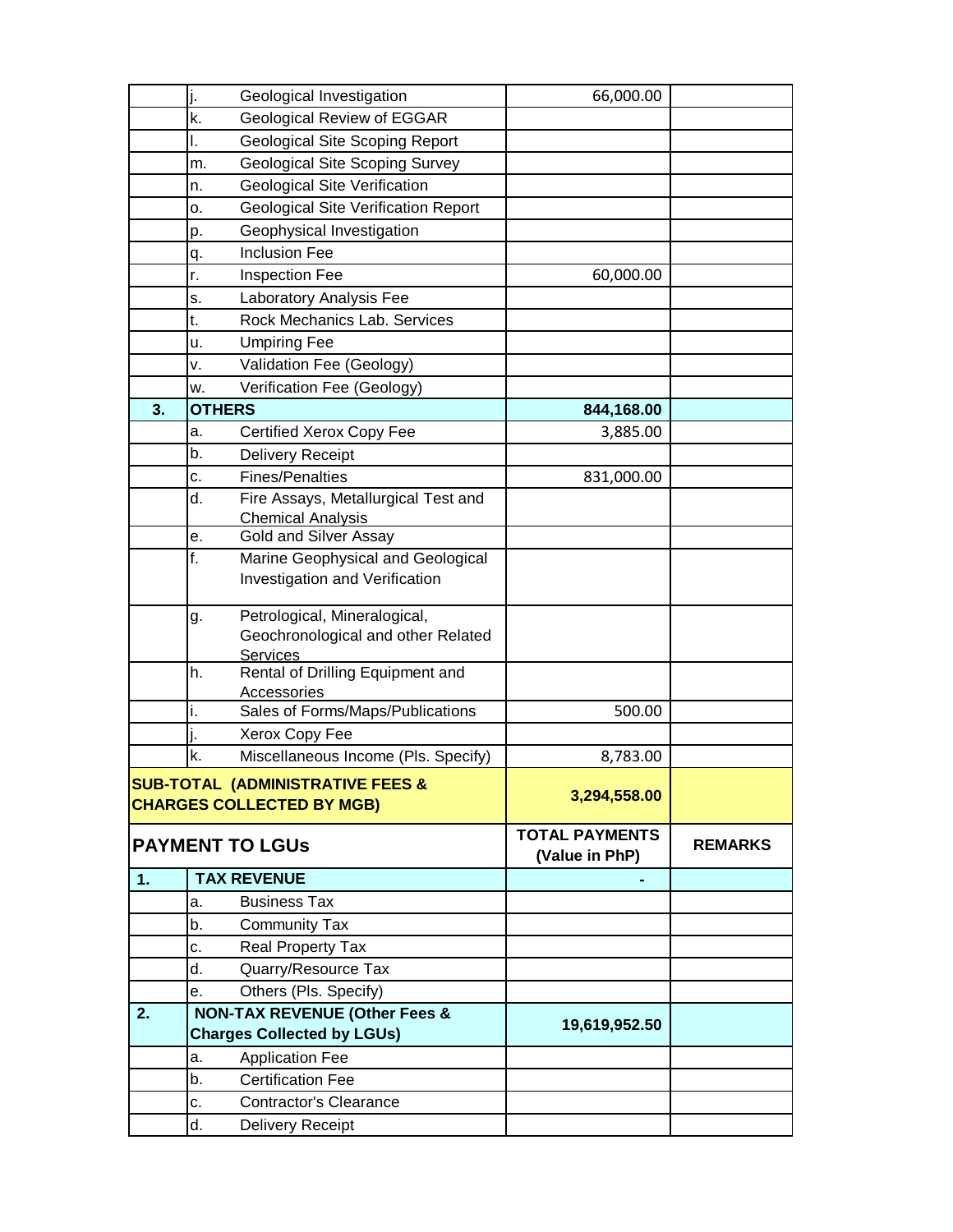| | | | | |
|---|---|---|---|---|
| | j. | Geological Investigation | 66,000.00 | |
| | k. | Geological Review of EGGAR | | |
| | l. | Geological Site Scoping Report | | |
| | m. | Geological Site Scoping Survey | | |
| | n. | Geological Site Verification | | |
| | o. | Geological Site Verification Report | | |
| | p. | Geophysical Investigation | | |
| | q. | Inclusion Fee | | |
| | r. | Inspection Fee | 60,000.00 | |
| | s. | Laboratory Analysis Fee | | |
| | t. | Rock Mechanics Lab. Services | | |
| | u. | Umpiring Fee | | |
| | v. | Validation Fee (Geology) | | |
| | w. | Verification Fee (Geology) | | |
| **3.** | **OTHERS** | | **844,168.00** | |
| | a. | Certified Xerox Copy Fee | 3,885.00 | |
| | b. | Delivery Receipt | | |
| | c. | Fines/Penalties | 831,000.00 | |
| | d. | Fire Assays, Metallurgical Test and Chemical Analysis | | |
| | e. | Gold and Silver Assay | | |
| | f. | Marine Geophysical and Geological Investigation and Verification | | |
| | g. | Petrological, Mineralogical, Geochronological and other Related Services | | |
| | h. | Rental of Drilling Equipment and Accessories | | |
| | i. | Sales of Forms/Maps/Publications | 500.00 | |
| | j. | Xerox Copy Fee | | |
| | k. | Miscellaneous Income (Pls. Specify) | 8,783.00 | |
| **SUB-TOTAL (ADMINISTRATIVE FEES & CHARGES COLLECTED BY MGB)** | | | **3,294,558.00** | |
| **PAYMENT TO LGUs** | | | **TOTAL PAYMENTS (Value in PhP)** | **REMARKS** |
| **1.** | **TAX REVENUE** | | **-** | |
| | a. | Business Tax | | |
| | b. | Community Tax | | |
| | c. | Real Property Tax | | |
| | d. | Quarry/Resource Tax | | |
| | e. | Others (Pls. Specify) | | |
| **2.** | **NON-TAX REVENUE (Other Fees & Charges Collected by LGUs)** | | **19,619,952.50** | |
| | a. | Application Fee | | |
| | b. | Certification Fee | | |
| | c. | Contractor's Clearance | | |
| | d. | Delivery Receipt | | |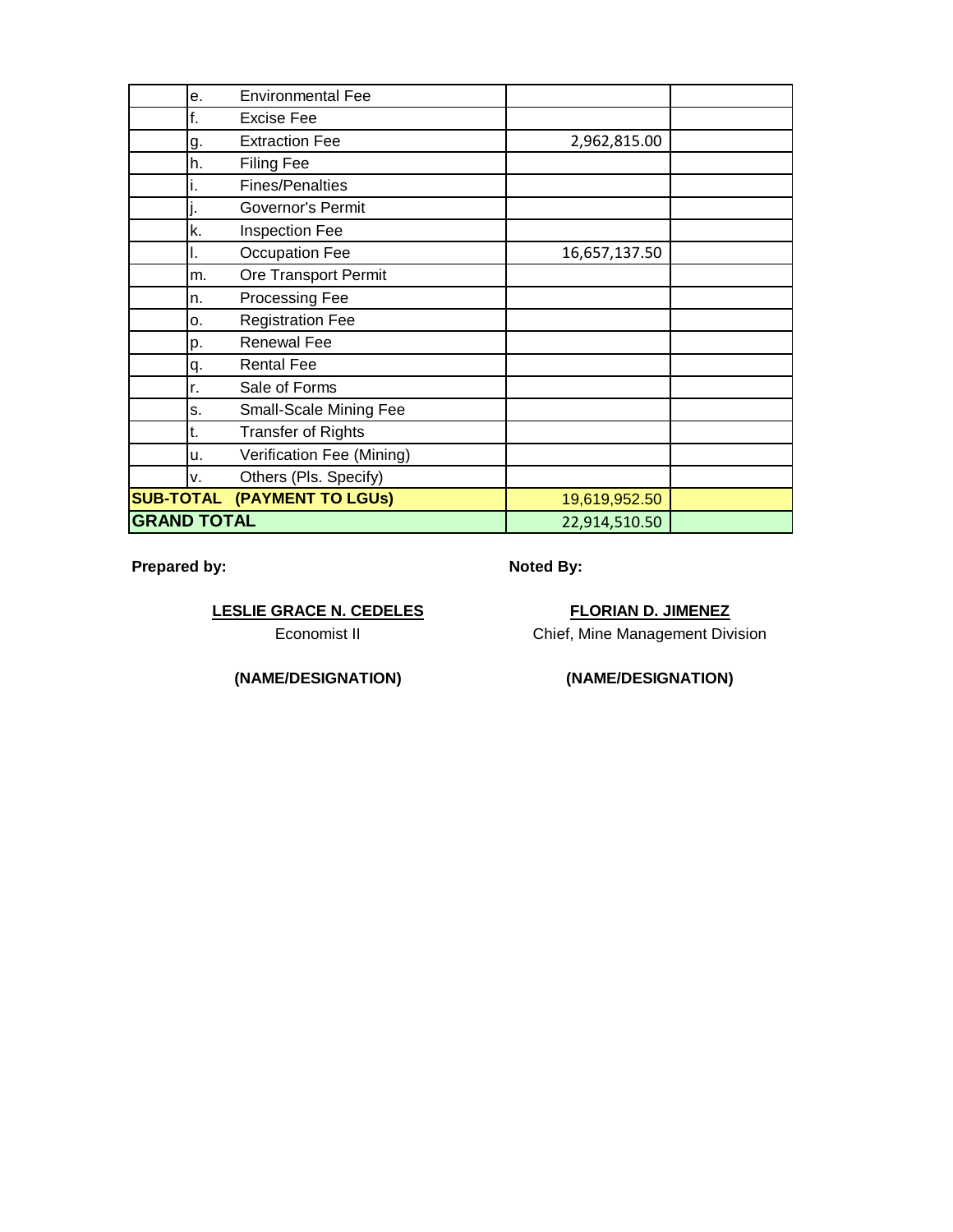| | | | | |
|---|---|---|---|---|
| | e. | Environmental Fee | | |
| | f. | Excise Fee | | |
| | g. | Extraction Fee | 2,962,815.00 | |
| | h. | Filing Fee | | |
| | i. | Fines/Penalties | | |
| | j. | Governor's Permit | | |
| | k. | Inspection Fee | | |
| | l. | Occupation Fee | 16,657,137.50 | |
| | m. | Ore Transport Permit | | |
| | n. | Processing Fee | | |
| | o. | Registration Fee | | |
| | p. | Renewal Fee | | |
| | q. | Rental Fee | | |
| | r. | Sale of Forms | | |
| | s. | Small-Scale Mining Fee | | |
| | t. | Transfer of Rights | | |
| | u. | Verification Fee (Mining) | | |
| | v. | Others (Pls. Specify) | | |
| **SUB-TOTAL** | | **(PAYMENT TO LGUs)** | 19,619,952.50 | |
| **GRAND TOTAL** | | | 22,914,510.50 | |

**Prepared by:**

**LESLIE GRACE N. CEDELES**
Economist II

**(NAME/DESIGNATION)**

**Noted By:**

**FLORIAN D. JIMENEZ**
Chief, Mine Management Division

**(NAME/DESIGNATION)**